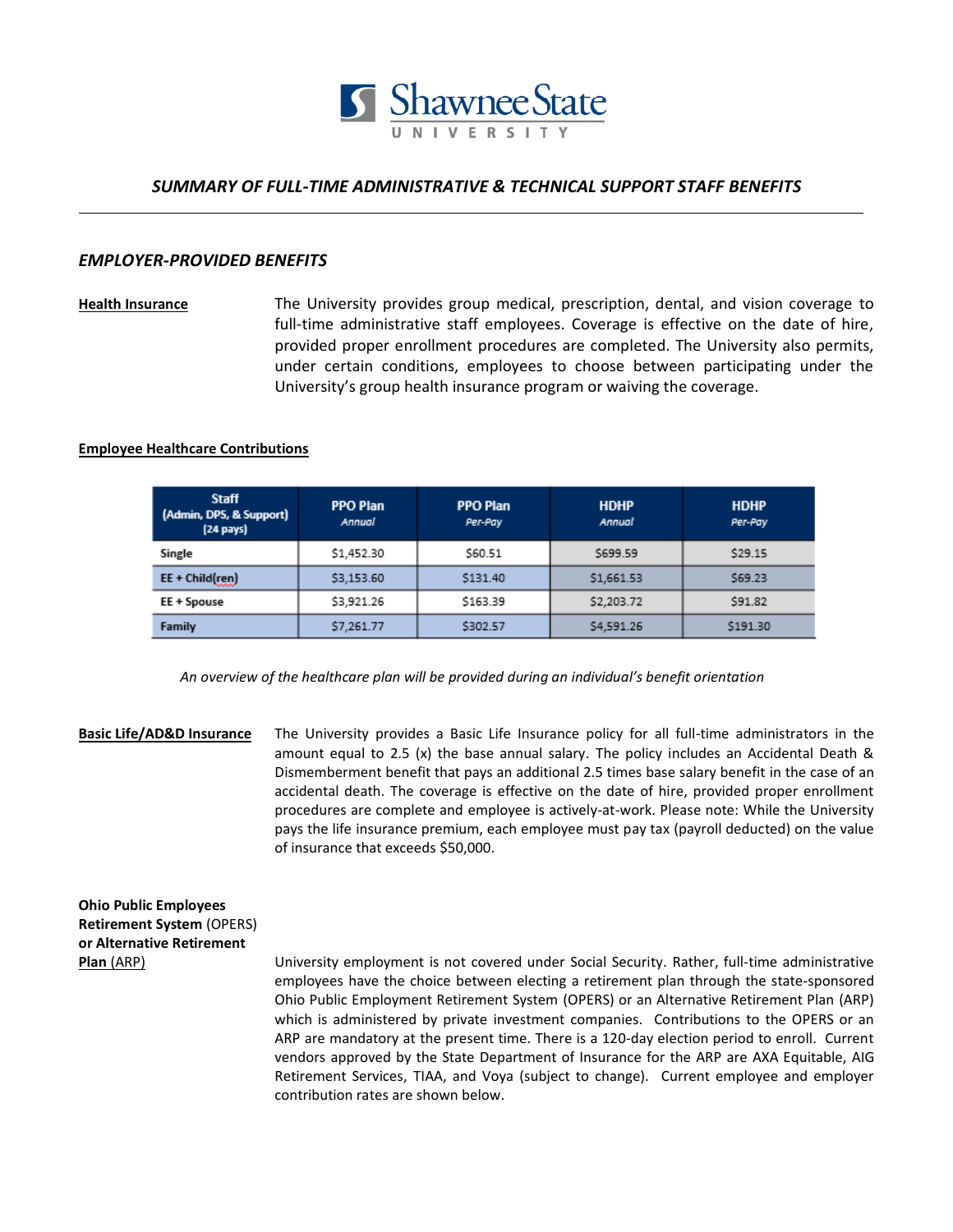# Shawnee State University

## *SUMMARY OF FULL-TIME ADMINISTRATIVE & TECHNICAL SUPPORT STAFF BENEFITS*

### *EMPLOYER-PROVIDED BENEFITS*

**Health Insurance**

The University provides group medical, prescription, dental, and vision coverage to full-time administrative staff employees. Coverage is effective on the date of hire, provided proper enrollment procedures are completed. The University also permits, under certain conditions, employees to choose between participating under the University's group health insurance program or waiving the coverage.

**Employee Healthcare Contributions**

| Staff (Admin, DPS, & Support) (24 pays) | PPO Plan *Annual* | PPO Plan *Per-Pay* | HDHP *Annual* | HDHP *Per-Pay* |
|---|---|---|---|---|
| Single | $1,452.30 | $60.51 | $699.59 | $29.15 |
| EE + Child(ren) | $3,153.60 | $131.40 | $1,661.53 | $69.23 |
| EE + Spouse | $3,921.26 | $163.39 | $2,203.72 | $91.82 |
| Family | $7,261.77 | $302.57 | $4,591.26 | $191.30 |

*An overview of the healthcare plan will be provided during an individual's benefit orientation*

**Basic Life/AD&D Insurance**

The University provides a Basic Life Insurance policy for all full-time administrators in the amount equal to 2.5 (x) the base annual salary. The policy includes an Accidental Death & Dismemberment benefit that pays an additional 2.5 times base salary benefit in the case of an accidental death. The coverage is effective on the date of hire, provided proper enrollment procedures are complete and employee is actively-at-work. Please note: While the University pays the life insurance premium, each employee must pay tax (payroll deducted) on the value of insurance that exceeds $50,000.

**Ohio Public Employees Retirement System (OPERS) or Alternative Retirement Plan (ARP)**

University employment is not covered under Social Security. Rather, full-time administrative employees have the choice between electing a retirement plan through the state-sponsored Ohio Public Employment Retirement System (OPERS) or an Alternative Retirement Plan (ARP) which is administered by private investment companies. Contributions to the OPERS or an ARP are mandatory at the present time. There is a 120-day election period to enroll. Current vendors approved by the State Department of Insurance for the ARP are AXA Equitable, AIG Retirement Services, TIAA, and Voya (subject to change). Current employee and employer contribution rates are shown below.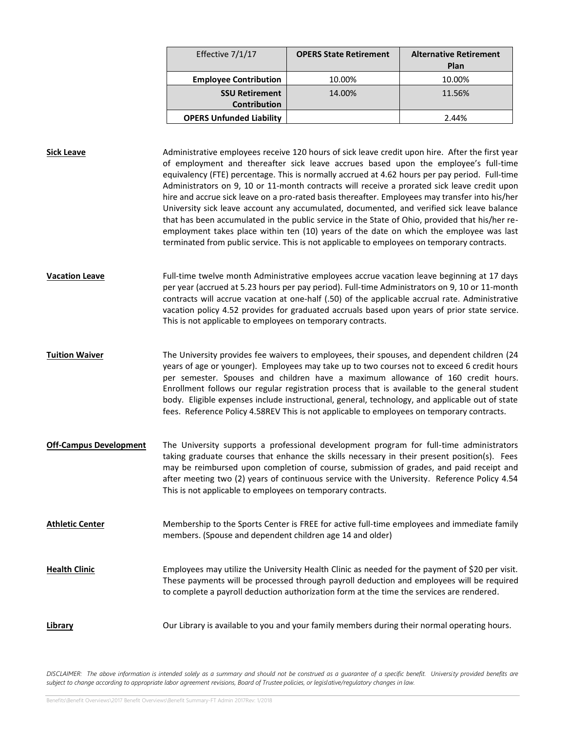| Effective 7/1/17 | OPERS State Retirement | Alternative Retirement Plan |
|---|---|---|
| **Employee Contribution** | 10.00% | 10.00% |
| **SSU Retirement Contribution** | 14.00% | 11.56% |
| **OPERS Unfunded Liability** | | 2.44% |

**Sick Leave**

Administrative employees receive 120 hours of sick leave credit upon hire. After the first year of employment and thereafter sick leave accrues based upon the employee's full-time equivalency (FTE) percentage. This is normally accrued at 4.62 hours per pay period. Full-time Administrators on 9, 10 or 11-month contracts will receive a prorated sick leave credit upon hire and accrue sick leave on a pro-rated basis thereafter. Employees may transfer into his/her University sick leave account any accumulated, documented, and verified sick leave balance that has been accumulated in the public service in the State of Ohio, provided that his/her re-employment takes place within ten (10) years of the date on which the employee was last terminated from public service. This is not applicable to employees on temporary contracts.

**Vacation Leave**

Full-time twelve month Administrative employees accrue vacation leave beginning at 17 days per year (accrued at 5.23 hours per pay period). Full-time Administrators on 9, 10 or 11-month contracts will accrue vacation at one-half (.50) of the applicable accrual rate. Administrative vacation policy 4.52 provides for graduated accruals based upon years of prior state service. This is not applicable to employees on temporary contracts.

**Tuition Waiver**

The University provides fee waivers to employees, their spouses, and dependent children (24 years of age or younger). Employees may take up to two courses not to exceed 6 credit hours per semester. Spouses and children have a maximum allowance of 160 credit hours. Enrollment follows our regular registration process that is available to the general student body. Eligible expenses include instructional, general, technology, and applicable out of state fees. Reference Policy 4.58REV This is not applicable to employees on temporary contracts.

**Off-Campus Development**

The University supports a professional development program for full-time administrators taking graduate courses that enhance the skills necessary in their present position(s). Fees may be reimbursed upon completion of course, submission of grades, and paid receipt and after meeting two (2) years of continuous service with the University. Reference Policy 4.54 This is not applicable to employees on temporary contracts.

**Athletic Center**

Membership to the Sports Center is FREE for active full-time employees and immediate family members. (Spouse and dependent children age 14 and older)

**Health Clinic**

Employees may utilize the University Health Clinic as needed for the payment of $20 per visit. These payments will be processed through payroll deduction and employees will be required to complete a payroll deduction authorization form at the time the services are rendered.

**Library**

Our Library is available to you and your family members during their normal operating hours.

*DISCLAIMER: The above information is intended solely as a summary and should not be construed as a guarantee of a specific benefit. University provided benefits are subject to change according to appropriate labor agreement revisions, Board of Trustee policies, or legislative/regulatory changes in law.*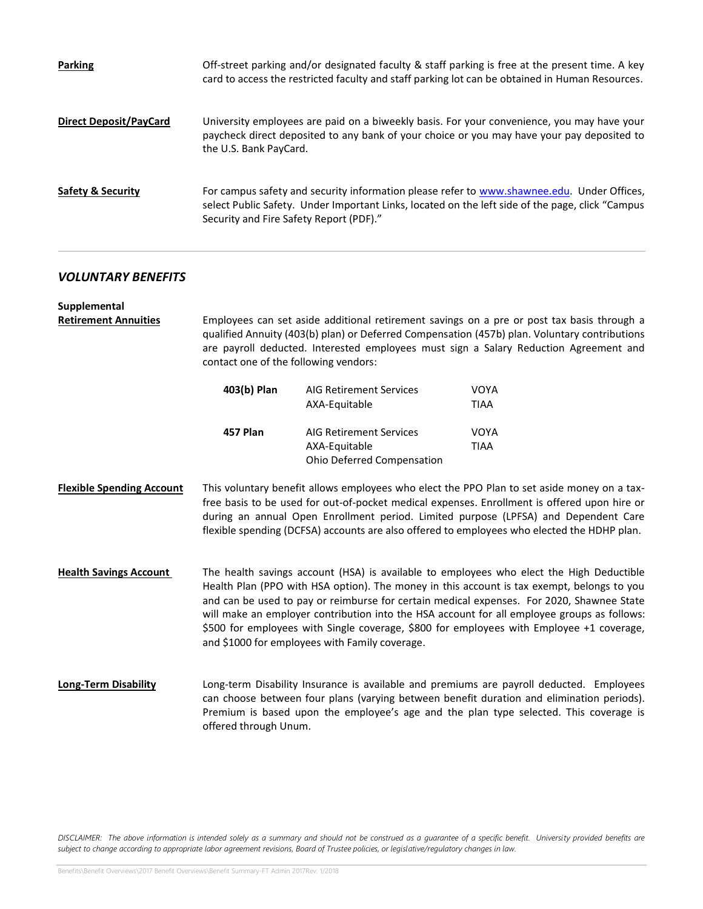**Parking**

Off-street parking and/or designated faculty & staff parking is free at the present time. A key card to access the restricted faculty and staff parking lot can be obtained in Human Resources.

**Direct Deposit/PayCard**

University employees are paid on a biweekly basis. For your convenience, you may have your paycheck direct deposited to any bank of your choice or you may have your pay deposited to the U.S. Bank PayCard.

**Safety & Security**

For campus safety and security information please refer to [www.shawnee.edu](http://www.shawnee.edu). Under Offices, select Public Safety. Under Important Links, located on the left side of the page, click "Campus Security and Fire Safety Report (PDF)."

---

## *VOLUNTARY BENEFITS*

**Supplemental Retirement Annuities**

Employees can set aside additional retirement savings on a pre or post tax basis through a qualified Annuity (403(b) plan) or Deferred Compensation (457b) plan. Voluntary contributions are payroll deducted. Interested employees must sign a Salary Reduction Agreement and contact one of the following vendors:

| Plan | Vendors | |
|---|---|---|
| **403(b) Plan** | AIG Retirement Services | VOYA |
| | AXA-Equitable | TIAA |
| **457 Plan** | AIG Retirement Services | VOYA |
| | AXA-Equitable | TIAA |
| | Ohio Deferred Compensation | |

**Flexible Spending Account**

This voluntary benefit allows employees who elect the PPO Plan to set aside money on a tax-free basis to be used for out-of-pocket medical expenses. Enrollment is offered upon hire or during an annual Open Enrollment period. Limited purpose (LPFSA) and Dependent Care flexible spending (DCFSA) accounts are also offered to employees who elected the HDHP plan.

**Health Savings Account**

The health savings account (HSA) is available to employees who elect the High Deductible Health Plan (PPO with HSA option). The money in this account is tax exempt, belongs to you and can be used to pay or reimburse for certain medical expenses. For 2020, Shawnee State will make an employer contribution into the HSA account for all employee groups as follows: $500 for employees with Single coverage, $800 for employees with Employee +1 coverage, and $1000 for employees with Family coverage.

**Long-Term Disability**

Long-term Disability Insurance is available and premiums are payroll deducted. Employees can choose between four plans (varying between benefit duration and elimination periods). Premium is based upon the employee's age and the plan type selected. This coverage is offered through Unum.

*DISCLAIMER: The above information is intended solely as a summary and should not be construed as a guarantee of a specific benefit. University provided benefits are subject to change according to appropriate labor agreement revisions, Board of Trustee policies, or legislative/regulatory changes in law.*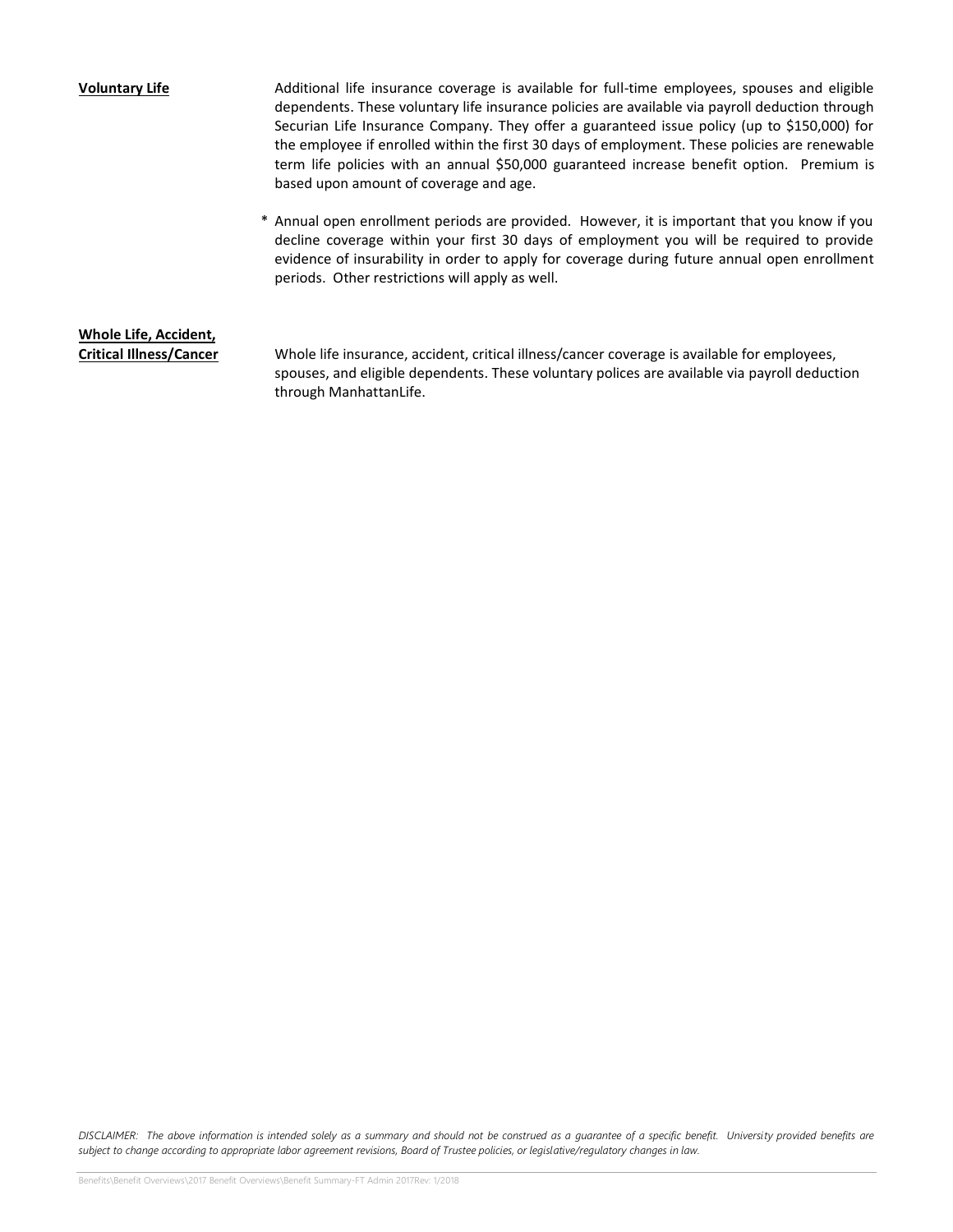**Voluntary Life**

Additional life insurance coverage is available for full-time employees, spouses and eligible dependents. These voluntary life insurance policies are available via payroll deduction through Securian Life Insurance Company. They offer a guaranteed issue policy (up to $150,000) for the employee if enrolled within the first 30 days of employment. These policies are renewable term life policies with an annual $50,000 guaranteed increase benefit option. Premium is based upon amount of coverage and age.

* Annual open enrollment periods are provided. However, it is important that you know if you decline coverage within your first 30 days of employment you will be required to provide evidence of insurability in order to apply for coverage during future annual open enrollment periods. Other restrictions will apply as well.

**Whole Life, Accident, Critical Illness/Cancer**

Whole life insurance, accident, critical illness/cancer coverage is available for employees, spouses, and eligible dependents. These voluntary polices are available via payroll deduction through ManhattanLife.

*DISCLAIMER: The above information is intended solely as a summary and should not be construed as a guarantee of a specific benefit. University provided benefits are subject to change according to appropriate labor agreement revisions, Board of Trustee policies, or legislative/regulatory changes in law.*